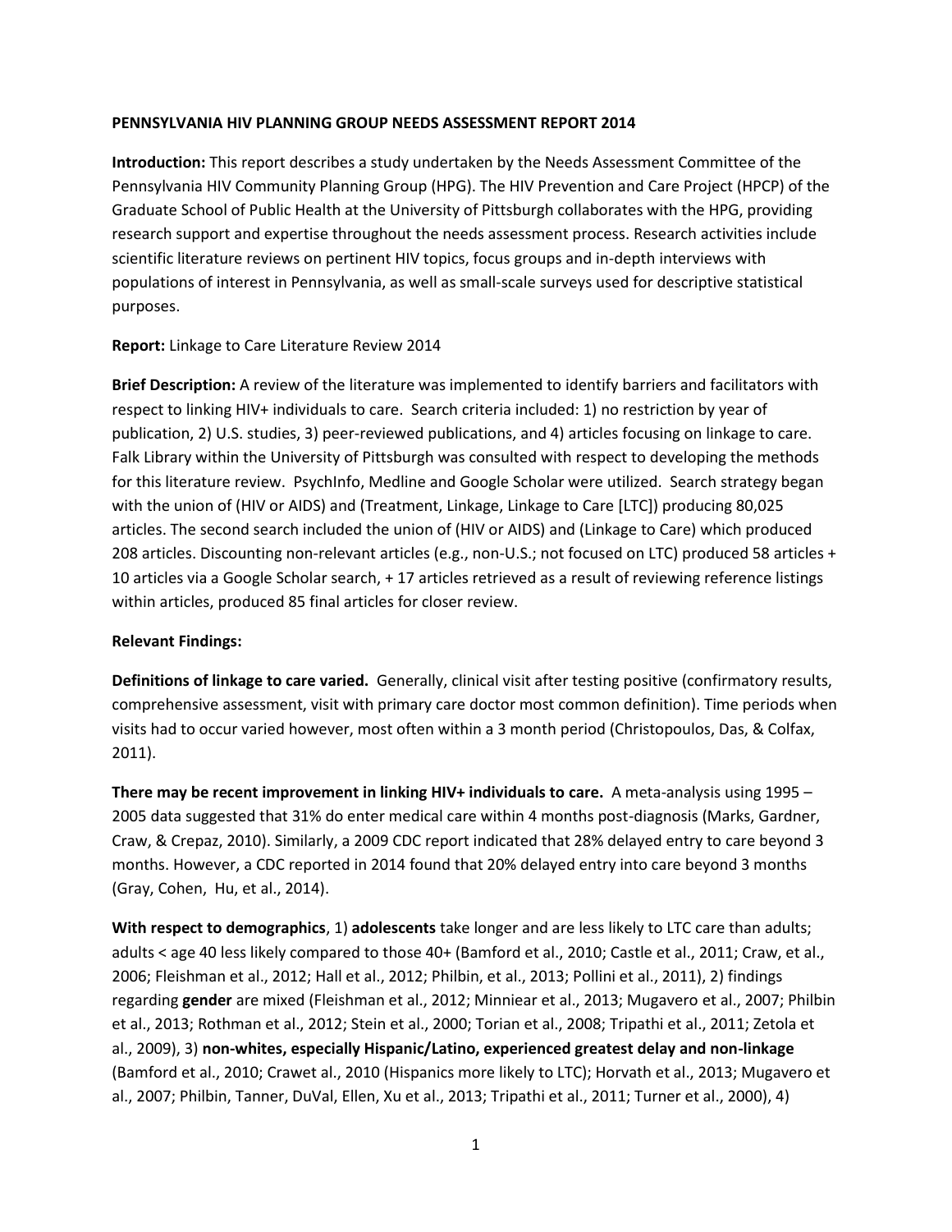**PENNSYLVANIA HIV PLANNING GROUP NEEDS ASSESSMENT REPORT 2014**

**Introduction:** This report describes a study undertaken by the Needs Assessment Committee of the Pennsylvania HIV Community Planning Group (HPG). The HIV Prevention and Care Project (HPCP) of the Graduate School of Public Health at the University of Pittsburgh collaborates with the HPG, providing research support and expertise throughout the needs assessment process. Research activities include scientific literature reviews on pertinent HIV topics, focus groups and in-depth interviews with populations of interest in Pennsylvania, as well as small-scale surveys used for descriptive statistical purposes.

**Report:** Linkage to Care Literature Review 2014

**Brief Description:** A review of the literature was implemented to identify barriers and facilitators with respect to linking HIV+ individuals to care. Search criteria included: 1) no restriction by year of publication, 2) U.S. studies, 3) peer-reviewed publications, and 4) articles focusing on linkage to care. Falk Library within the University of Pittsburgh was consulted with respect to developing the methods for this literature review. PsychInfo, Medline and Google Scholar were utilized. Search strategy began with the union of (HIV or AIDS) and (Treatment, Linkage, Linkage to Care [LTC]) producing 80,025 articles. The second search included the union of (HIV or AIDS) and (Linkage to Care) which produced 208 articles. Discounting non-relevant articles (e.g., non-U.S.; not focused on LTC) produced 58 articles + 10 articles via a Google Scholar search, + 17 articles retrieved as a result of reviewing reference listings within articles, produced 85 final articles for closer review.

**Relevant Findings:**

**Definitions of linkage to care varied.** Generally, clinical visit after testing positive (confirmatory results, comprehensive assessment, visit with primary care doctor most common definition). Time periods when visits had to occur varied however, most often within a 3 month period (Christopoulos, Das, & Colfax, 2011).

**There may be recent improvement in linking HIV+ individuals to care.** A meta-analysis using 1995 – 2005 data suggested that 31% do enter medical care within 4 months post-diagnosis (Marks, Gardner, Craw, & Crepaz, 2010). Similarly, a 2009 CDC report indicated that 28% delayed entry to care beyond 3 months. However, a CDC reported in 2014 found that 20% delayed entry into care beyond 3 months (Gray, Cohen, Hu, et al., 2014).

**With respect to demographics**, 1) **adolescents** take longer and are less likely to LTC care than adults; adults < age 40 less likely compared to those 40+ (Bamford et al., 2010; Castle et al., 2011; Craw, et al., 2006; Fleishman et al., 2012; Hall et al., 2012; Philbin, et al., 2013; Pollini et al., 2011), 2) findings regarding **gender** are mixed (Fleishman et al., 2012; Minniear et al., 2013; Mugavero et al., 2007; Philbin et al., 2013; Rothman et al., 2012; Stein et al., 2000; Torian et al., 2008; Tripathi et al., 2011; Zetola et al., 2009), 3) **non-whites, especially Hispanic/Latino, experienced greatest delay and non-linkage** (Bamford et al., 2010; Crawet al., 2010 (Hispanics more likely to LTC); Horvath et al., 2013; Mugavero et al., 2007; Philbin, Tanner, DuVal, Ellen, Xu et al., 2013; Tripathi et al., 2011; Turner et al., 2000), 4)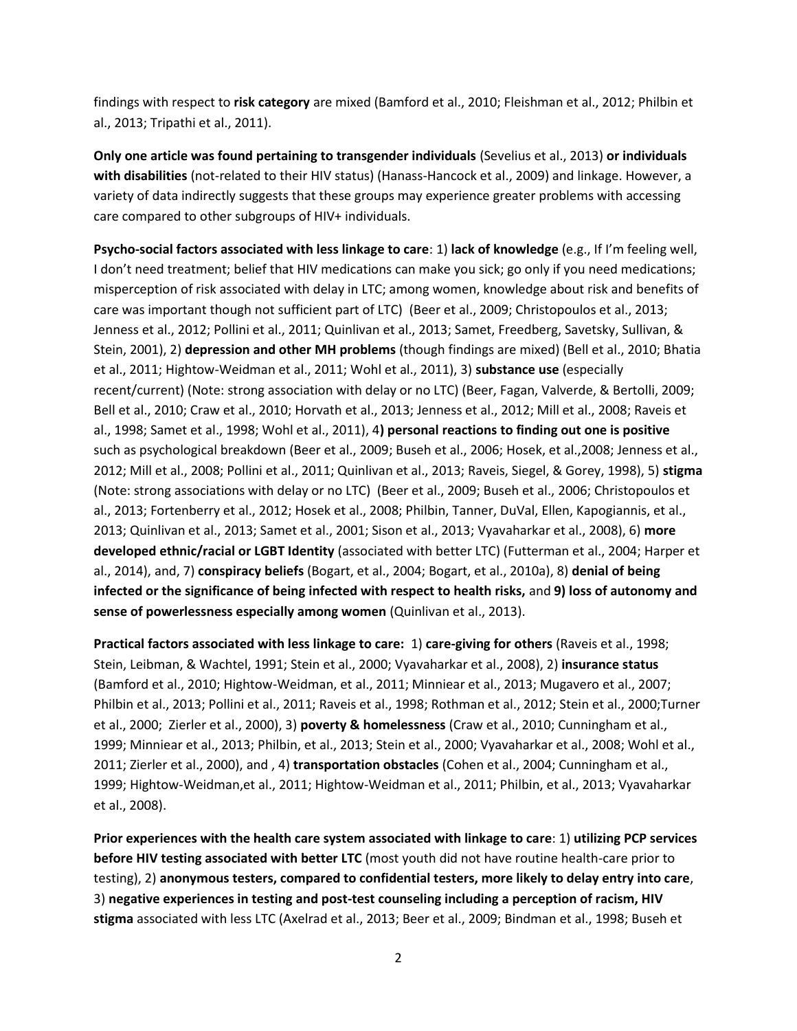findings with respect to **risk category** are mixed (Bamford et al., 2010; Fleishman et al., 2012; Philbin et al., 2013; Tripathi et al., 2011).

**Only one article was found pertaining to transgender individuals** (Sevelius et al., 2013) **or individuals with disabilities** (not-related to their HIV status) (Hanass-Hancock et al., 2009) and linkage. However, a variety of data indirectly suggests that these groups may experience greater problems with accessing care compared to other subgroups of HIV+ individuals.

**Psycho-social factors associated with less linkage to care**: 1) **lack of knowledge** (e.g., If I'm feeling well, I don't need treatment; belief that HIV medications can make you sick; go only if you need medications; misperception of risk associated with delay in LTC; among women, knowledge about risk and benefits of care was important though not sufficient part of LTC) (Beer et al., 2009; Christopoulos et al., 2013; Jenness et al., 2012; Pollini et al., 2011; Quinlivan et al., 2013; Samet, Freedberg, Savetsky, Sullivan, & Stein, 2001), 2) **depression and other MH problems** (though findings are mixed) (Bell et al., 2010; Bhatia et al., 2011; Hightow-Weidman et al., 2011; Wohl et al., 2011), 3) **substance use** (especially recent/current) (Note: strong association with delay or no LTC) (Beer, Fagan, Valverde, & Bertolli, 2009; Bell et al., 2010; Craw et al., 2010; Horvath et al., 2013; Jenness et al., 2012; Mill et al., 2008; Raveis et al., 1998; Samet et al., 1998; Wohl et al., 2011), 4**) personal reactions to finding out one is positive** such as psychological breakdown (Beer et al., 2009; Buseh et al., 2006; Hosek, et al.,2008; Jenness et al., 2012; Mill et al., 2008; Pollini et al., 2011; Quinlivan et al., 2013; Raveis, Siegel, & Gorey, 1998), 5) **stigma** (Note: strong associations with delay or no LTC) (Beer et al., 2009; Buseh et al., 2006; Christopoulos et al., 2013; Fortenberry et al., 2012; Hosek et al., 2008; Philbin, Tanner, DuVal, Ellen, Kapogiannis, et al., 2013; Quinlivan et al., 2013; Samet et al., 2001; Sison et al., 2013; Vyavaharkar et al., 2008), 6) **more developed ethnic/racial or LGBT Identity** (associated with better LTC) (Futterman et al., 2004; Harper et al., 2014), and, 7) **conspiracy beliefs** (Bogart, et al., 2004; Bogart, et al., 2010a), 8) **denial of being infected or the significance of being infected with respect to health risks,** and **9) loss of autonomy and sense of powerlessness especially among women** (Quinlivan et al., 2013).

**Practical factors associated with less linkage to care:** 1) **care-giving for others** (Raveis et al., 1998; Stein, Leibman, & Wachtel, 1991; Stein et al., 2000; Vyavaharkar et al., 2008), 2) **insurance status** (Bamford et al., 2010; Hightow-Weidman, et al., 2011; Minniear et al., 2013; Mugavero et al., 2007; Philbin et al., 2013; Pollini et al., 2011; Raveis et al., 1998; Rothman et al., 2012; Stein et al., 2000;Turner et al., 2000; Zierler et al., 2000), 3) **poverty & homelessness** (Craw et al., 2010; Cunningham et al., 1999; Minniear et al., 2013; Philbin, et al., 2013; Stein et al., 2000; Vyavaharkar et al., 2008; Wohl et al., 2011; Zierler et al., 2000), and , 4) **transportation obstacles** (Cohen et al., 2004; Cunningham et al., 1999; Hightow-Weidman,et al., 2011; Hightow-Weidman et al., 2011; Philbin, et al., 2013; Vyavaharkar et al., 2008).

**Prior experiences with the health care system associated with linkage to care**: 1) **utilizing PCP services before HIV testing associated with better LTC** (most youth did not have routine health-care prior to testing), 2) **anonymous testers, compared to confidential testers, more likely to delay entry into care**, 3) **negative experiences in testing and post-test counseling including a perception of racism, HIV stigma** associated with less LTC (Axelrad et al., 2013; Beer et al., 2009; Bindman et al., 1998; Buseh et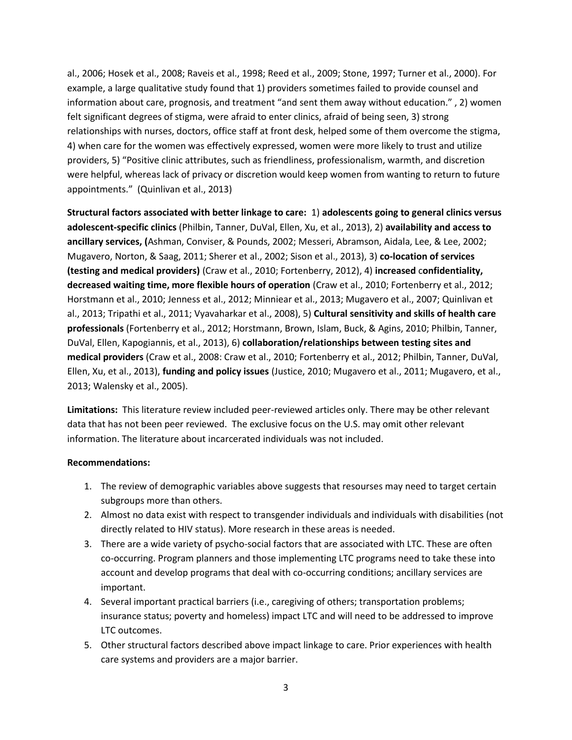al., 2006; Hosek et al., 2008; Raveis et al., 1998; Reed et al., 2009; Stone, 1997; Turner et al., 2000). For example, a large qualitative study found that 1) providers sometimes failed to provide counsel and information about care, prognosis, and treatment "and sent them away without education." , 2) women felt significant degrees of stigma, were afraid to enter clinics, afraid of being seen, 3) strong relationships with nurses, doctors, office staff at front desk, helped some of them overcome the stigma, 4) when care for the women was effectively expressed, women were more likely to trust and utilize providers, 5) "Positive clinic attributes, such as friendliness, professionalism, warmth, and discretion were helpful, whereas lack of privacy or discretion would keep women from wanting to return to future appointments." (Quinlivan et al., 2013)

**Structural factors associated with better linkage to care:** 1) **adolescents going to general clinics versus adolescent-specific clinics** (Philbin, Tanner, DuVal, Ellen, Xu, et al., 2013), 2) **availability and access to ancillary services, (**Ashman, Conviser, & Pounds, 2002; Messeri, Abramson, Aidala, Lee, & Lee, 2002; Mugavero, Norton, & Saag, 2011; Sherer et al., 2002; Sison et al., 2013), 3) **co-location of services (testing and medical providers)** (Craw et al., 2010; Fortenberry, 2012), 4) **increased confidentiality, decreased waiting time, more flexible hours of operation** (Craw et al., 2010; Fortenberry et al., 2012; Horstmann et al., 2010; Jenness et al., 2012; Minniear et al., 2013; Mugavero et al., 2007; Quinlivan et al., 2013; Tripathi et al., 2011; Vyavaharkar et al., 2008), 5) **Cultural sensitivity and skills of health care professionals** (Fortenberry et al., 2012; Horstmann, Brown, Islam, Buck, & Agins, 2010; Philbin, Tanner, DuVal, Ellen, Kapogiannis, et al., 2013), 6) **collaboration/relationships between testing sites and medical providers** (Craw et al., 2008: Craw et al., 2010; Fortenberry et al., 2012; Philbin, Tanner, DuVal, Ellen, Xu, et al., 2013), **funding and policy issues** (Justice, 2010; Mugavero et al., 2011; Mugavero, et al., 2013; Walensky et al., 2005).

**Limitations:** This literature review included peer-reviewed articles only. There may be other relevant data that has not been peer reviewed. The exclusive focus on the U.S. may omit other relevant information. The literature about incarcerated individuals was not included.

**Recommendations:**

1. The review of demographic variables above suggests that resourses may need to target certain subgroups more than others.
2. Almost no data exist with respect to transgender individuals and individuals with disabilities (not directly related to HIV status). More research in these areas is needed.
3. There are a wide variety of psycho-social factors that are associated with LTC. These are often co-occurring. Program planners and those implementing LTC programs need to take these into account and develop programs that deal with co-occurring conditions; ancillary services are important.
4. Several important practical barriers (i.e., caregiving of others; transportation problems; insurance status; poverty and homeless) impact LTC and will need to be addressed to improve LTC outcomes.
5. Other structural factors described above impact linkage to care. Prior experiences with health care systems and providers are a major barrier.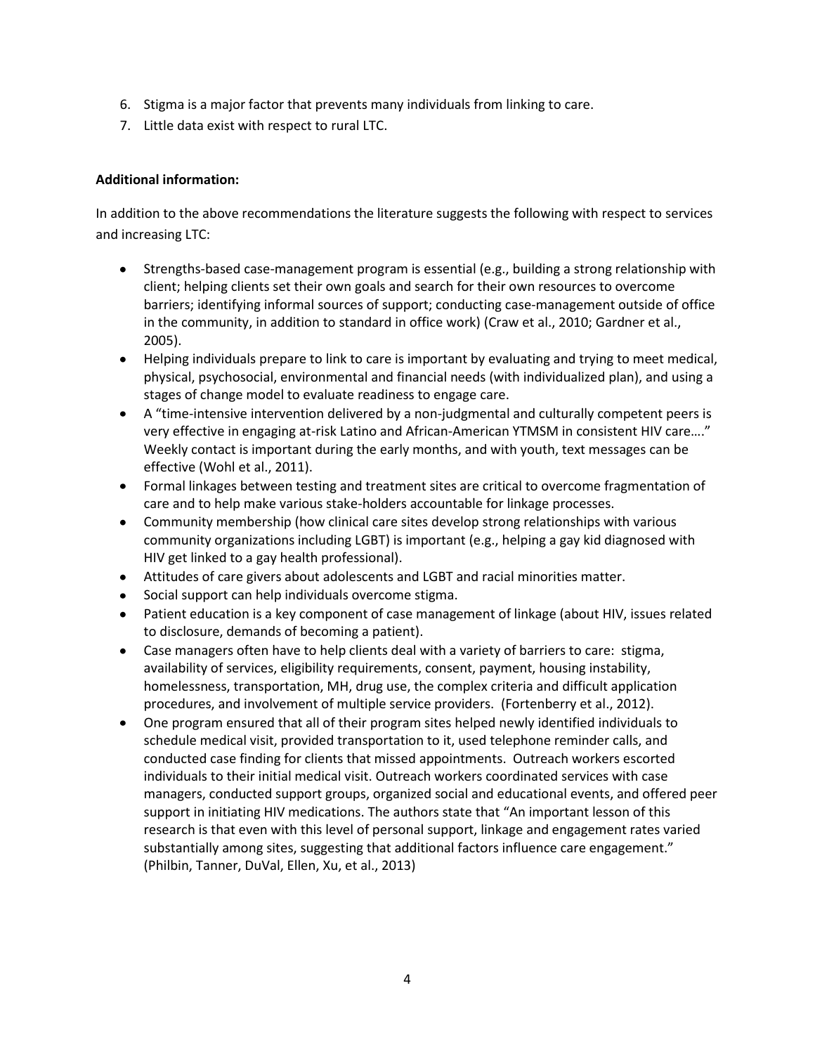6. Stigma is a major factor that prevents many individuals from linking to care.
7. Little data exist with respect to rural LTC.

**Additional information:**

In addition to the above recommendations the literature suggests the following with respect to services and increasing LTC:

- Strengths-based case-management program is essential (e.g., building a strong relationship with client; helping clients set their own goals and search for their own resources to overcome barriers; identifying informal sources of support; conducting case-management outside of office in the community, in addition to standard in office work) (Craw et al., 2010; Gardner et al., 2005).
- Helping individuals prepare to link to care is important by evaluating and trying to meet medical, physical, psychosocial, environmental and financial needs (with individualized plan), and using a stages of change model to evaluate readiness to engage care.
- A "time-intensive intervention delivered by a non-judgmental and culturally competent peers is very effective in engaging at-risk Latino and African-American YTMSM in consistent HIV care…." Weekly contact is important during the early months, and with youth, text messages can be effective (Wohl et al., 2011).
- Formal linkages between testing and treatment sites are critical to overcome fragmentation of care and to help make various stake-holders accountable for linkage processes.
- Community membership (how clinical care sites develop strong relationships with various community organizations including LGBT) is important (e.g., helping a gay kid diagnosed with HIV get linked to a gay health professional).
- Attitudes of care givers about adolescents and LGBT and racial minorities matter.
- Social support can help individuals overcome stigma.
- Patient education is a key component of case management of linkage (about HIV, issues related to disclosure, demands of becoming a patient).
- Case managers often have to help clients deal with a variety of barriers to care: stigma, availability of services, eligibility requirements, consent, payment, housing instability, homelessness, transportation, MH, drug use, the complex criteria and difficult application procedures, and involvement of multiple service providers. (Fortenberry et al., 2012).
- One program ensured that all of their program sites helped newly identified individuals to schedule medical visit, provided transportation to it, used telephone reminder calls, and conducted case finding for clients that missed appointments. Outreach workers escorted individuals to their initial medical visit. Outreach workers coordinated services with case managers, conducted support groups, organized social and educational events, and offered peer support in initiating HIV medications. The authors state that "An important lesson of this research is that even with this level of personal support, linkage and engagement rates varied substantially among sites, suggesting that additional factors influence care engagement." (Philbin, Tanner, DuVal, Ellen, Xu, et al., 2013)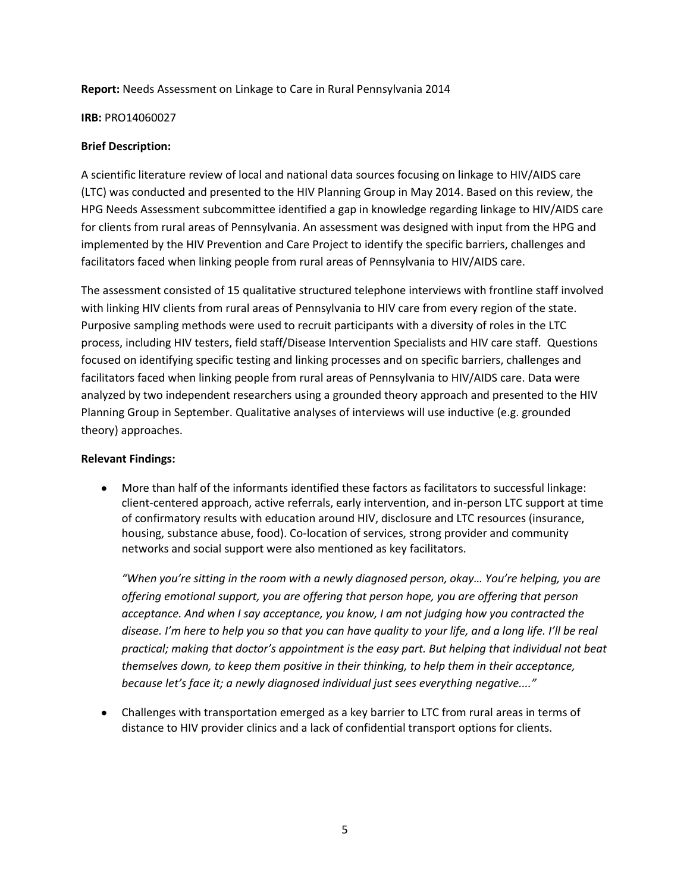**Report:** Needs Assessment on Linkage to Care in Rural Pennsylvania 2014

**IRB:** PRO14060027

**Brief Description:**

A scientific literature review of local and national data sources focusing on linkage to HIV/AIDS care (LTC) was conducted and presented to the HIV Planning Group in May 2014. Based on this review, the HPG Needs Assessment subcommittee identified a gap in knowledge regarding linkage to HIV/AIDS care for clients from rural areas of Pennsylvania. An assessment was designed with input from the HPG and implemented by the HIV Prevention and Care Project to identify the specific barriers, challenges and facilitators faced when linking people from rural areas of Pennsylvania to HIV/AIDS care.

The assessment consisted of 15 qualitative structured telephone interviews with frontline staff involved with linking HIV clients from rural areas of Pennsylvania to HIV care from every region of the state. Purposive sampling methods were used to recruit participants with a diversity of roles in the LTC process, including HIV testers, field staff/Disease Intervention Specialists and HIV care staff. Questions focused on identifying specific testing and linking processes and on specific barriers, challenges and facilitators faced when linking people from rural areas of Pennsylvania to HIV/AIDS care. Data were analyzed by two independent researchers using a grounded theory approach and presented to the HIV Planning Group in September. Qualitative analyses of interviews will use inductive (e.g. grounded theory) approaches.

**Relevant Findings:**

- More than half of the informants identified these factors as facilitators to successful linkage: client-centered approach, active referrals, early intervention, and in-person LTC support at time of confirmatory results with education around HIV, disclosure and LTC resources (insurance, housing, substance abuse, food). Co-location of services, strong provider and community networks and social support were also mentioned as key facilitators.

  *"When you're sitting in the room with a newly diagnosed person, okay… You're helping, you are offering emotional support, you are offering that person hope, you are offering that person acceptance. And when I say acceptance, you know, I am not judging how you contracted the disease. I'm here to help you so that you can have quality to your life, and a long life. I'll be real practical; making that doctor's appointment is the easy part. But helping that individual not beat themselves down, to keep them positive in their thinking, to help them in their acceptance, because let's face it; a newly diagnosed individual just sees everything negative...."*

- Challenges with transportation emerged as a key barrier to LTC from rural areas in terms of distance to HIV provider clinics and a lack of confidential transport options for clients.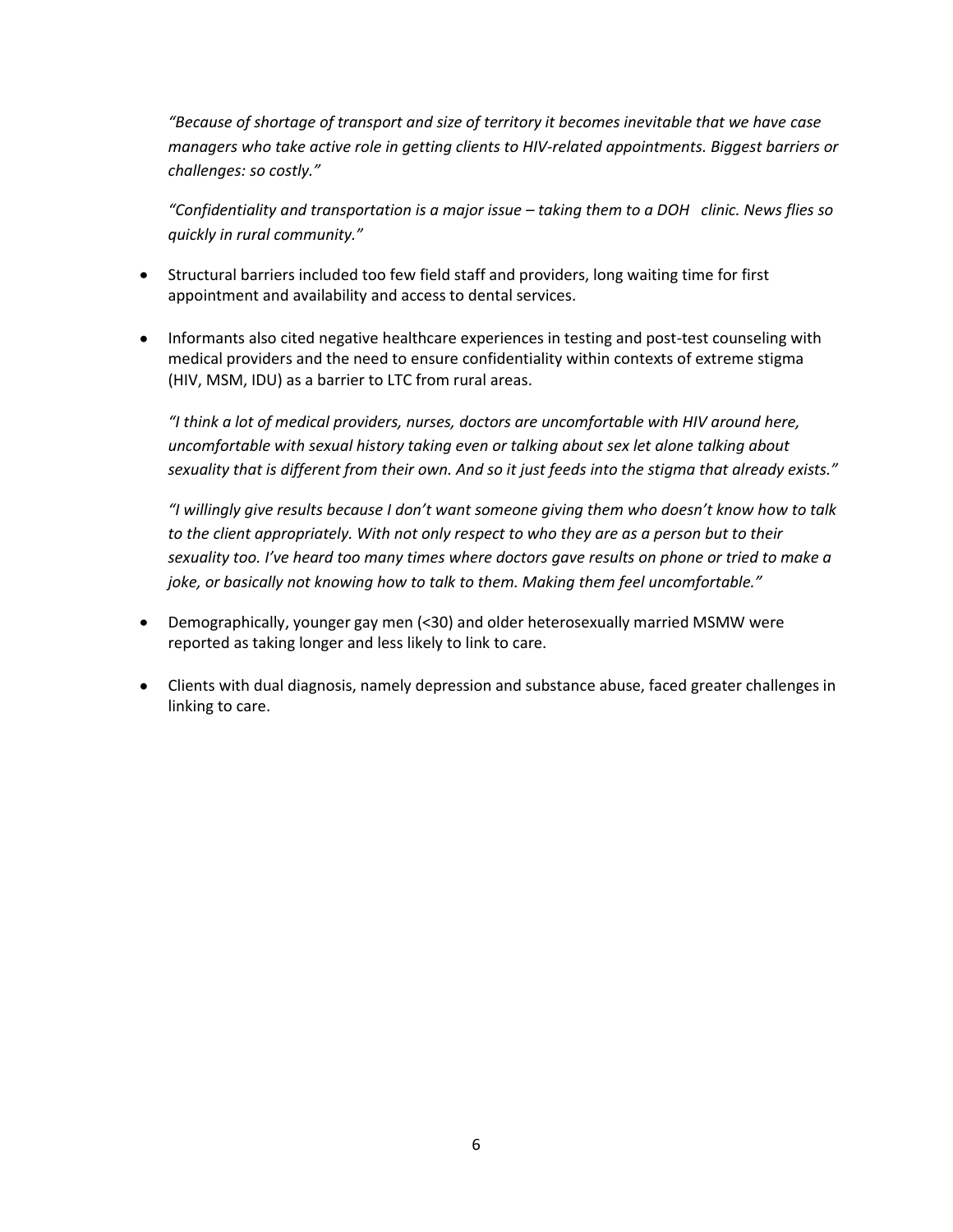*"Because of shortage of transport and size of territory it becomes inevitable that we have case managers who take active role in getting clients to HIV-related appointments. Biggest barriers or challenges: so costly."*

*"Confidentiality and transportation is a major issue – taking them to a DOH clinic. News flies so quickly in rural community."*

- Structural barriers included too few field staff and providers, long waiting time for first appointment and availability and access to dental services.

- Informants also cited negative healthcare experiences in testing and post-test counseling with medical providers and the need to ensure confidentiality within contexts of extreme stigma (HIV, MSM, IDU) as a barrier to LTC from rural areas.

*"I think a lot of medical providers, nurses, doctors are uncomfortable with HIV around here, uncomfortable with sexual history taking even or talking about sex let alone talking about sexuality that is different from their own. And so it just feeds into the stigma that already exists."*

*"I willingly give results because I don't want someone giving them who doesn't know how to talk to the client appropriately. With not only respect to who they are as a person but to their sexuality too. I've heard too many times where doctors gave results on phone or tried to make a joke, or basically not knowing how to talk to them. Making them feel uncomfortable."*

- Demographically, younger gay men (<30) and older heterosexually married MSMW were reported as taking longer and less likely to link to care.

- Clients with dual diagnosis, namely depression and substance abuse, faced greater challenges in linking to care.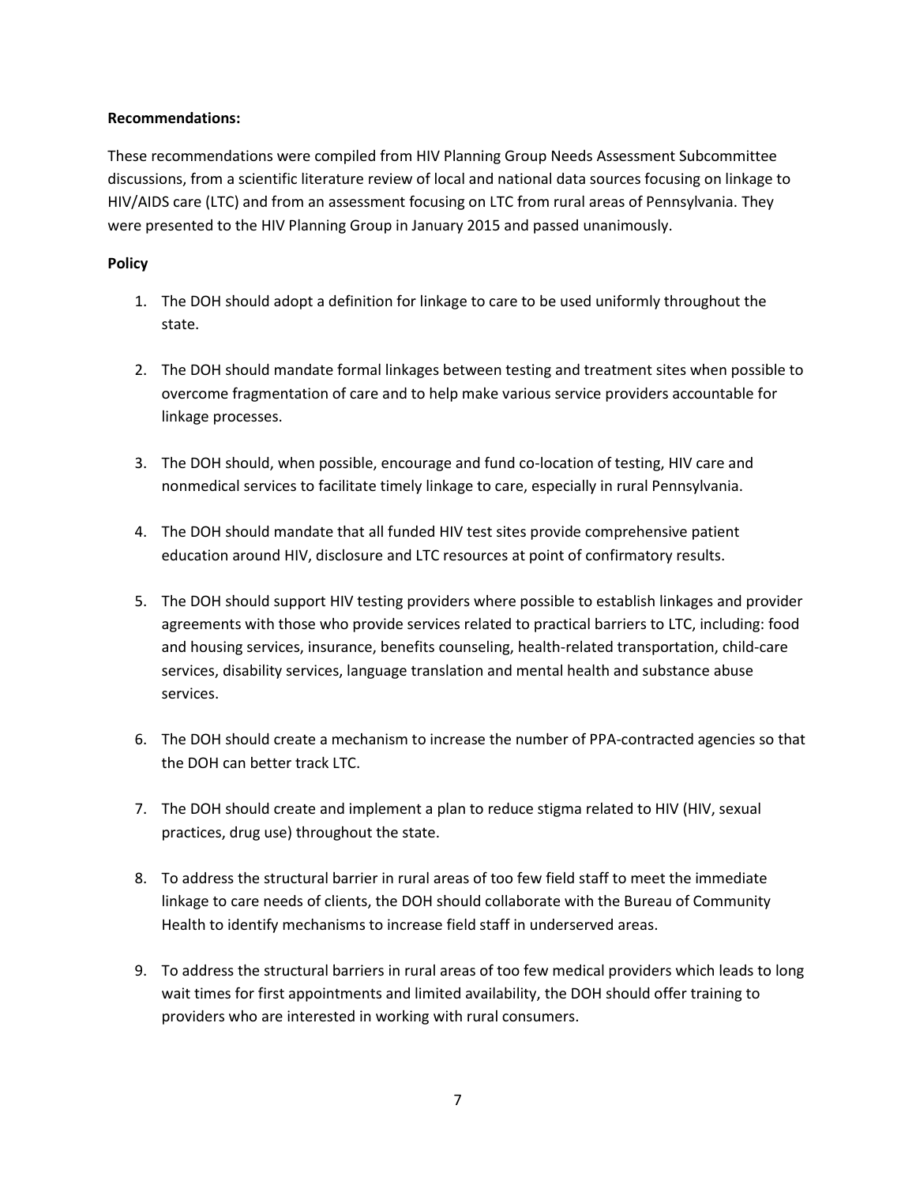**Recommendations:**

These recommendations were compiled from HIV Planning Group Needs Assessment Subcommittee discussions, from a scientific literature review of local and national data sources focusing on linkage to HIV/AIDS care (LTC) and from an assessment focusing on LTC from rural areas of Pennsylvania. They were presented to the HIV Planning Group in January 2015 and passed unanimously.

**Policy**

1. The DOH should adopt a definition for linkage to care to be used uniformly throughout the state.

2. The DOH should mandate formal linkages between testing and treatment sites when possible to overcome fragmentation of care and to help make various service providers accountable for linkage processes.

3. The DOH should, when possible, encourage and fund co-location of testing, HIV care and nonmedical services to facilitate timely linkage to care, especially in rural Pennsylvania.

4. The DOH should mandate that all funded HIV test sites provide comprehensive patient education around HIV, disclosure and LTC resources at point of confirmatory results.

5. The DOH should support HIV testing providers where possible to establish linkages and provider agreements with those who provide services related to practical barriers to LTC, including: food and housing services, insurance, benefits counseling, health-related transportation, child-care services, disability services, language translation and mental health and substance abuse services.

6. The DOH should create a mechanism to increase the number of PPA-contracted agencies so that the DOH can better track LTC.

7. The DOH should create and implement a plan to reduce stigma related to HIV (HIV, sexual practices, drug use) throughout the state.

8. To address the structural barrier in rural areas of too few field staff to meet the immediate linkage to care needs of clients, the DOH should collaborate with the Bureau of Community Health to identify mechanisms to increase field staff in underserved areas.

9. To address the structural barriers in rural areas of too few medical providers which leads to long wait times for first appointments and limited availability, the DOH should offer training to providers who are interested in working with rural consumers.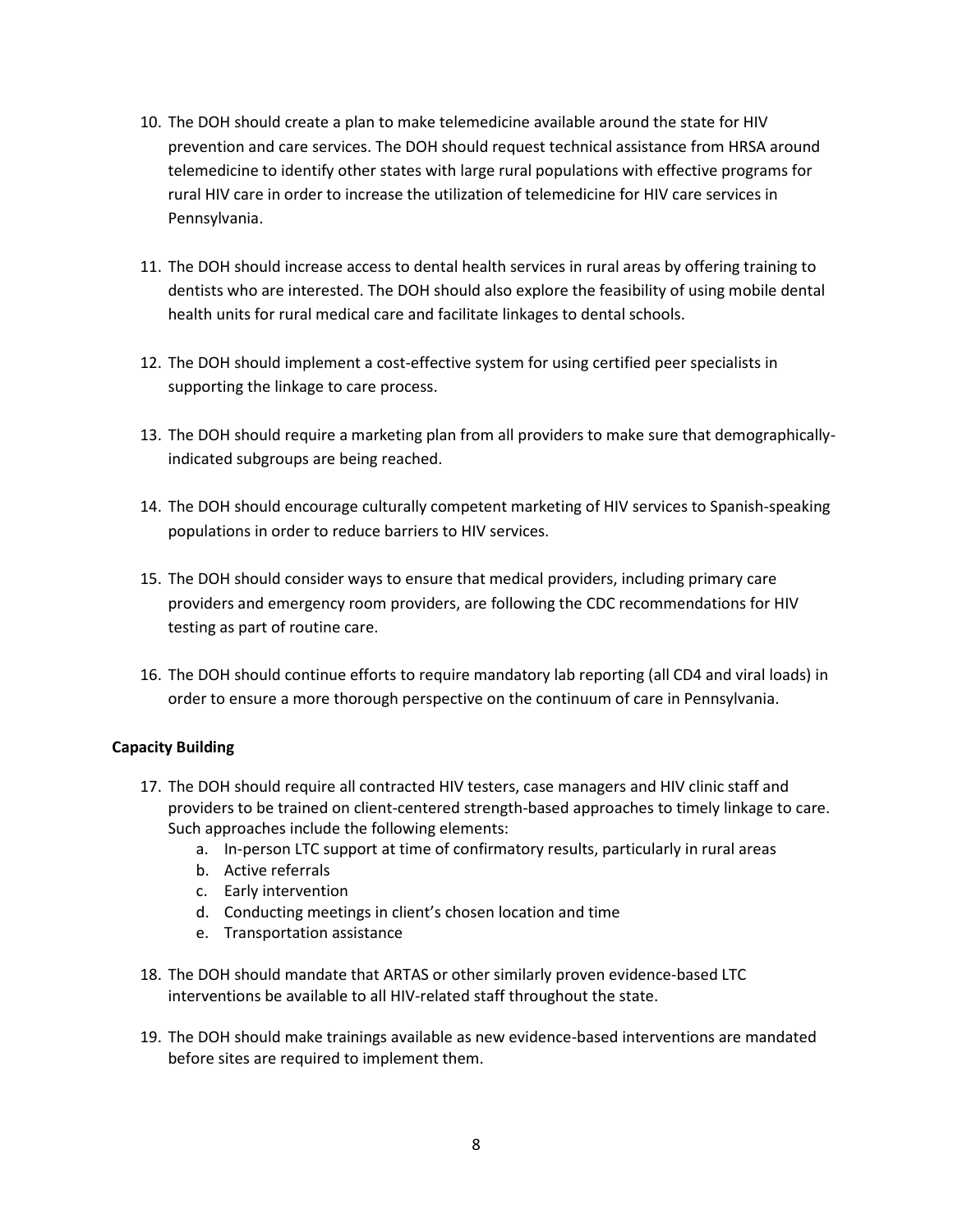10. The DOH should create a plan to make telemedicine available around the state for HIV prevention and care services. The DOH should request technical assistance from HRSA around telemedicine to identify other states with large rural populations with effective programs for rural HIV care in order to increase the utilization of telemedicine for HIV care services in Pennsylvania.

11. The DOH should increase access to dental health services in rural areas by offering training to dentists who are interested. The DOH should also explore the feasibility of using mobile dental health units for rural medical care and facilitate linkages to dental schools.

12. The DOH should implement a cost-effective system for using certified peer specialists in supporting the linkage to care process.

13. The DOH should require a marketing plan from all providers to make sure that demographically-indicated subgroups are being reached.

14. The DOH should encourage culturally competent marketing of HIV services to Spanish-speaking populations in order to reduce barriers to HIV services.

15. The DOH should consider ways to ensure that medical providers, including primary care providers and emergency room providers, are following the CDC recommendations for HIV testing as part of routine care.

16. The DOH should continue efforts to require mandatory lab reporting (all CD4 and viral loads) in order to ensure a more thorough perspective on the continuum of care in Pennsylvania.

**Capacity Building**

17. The DOH should require all contracted HIV testers, case managers and HIV clinic staff and providers to be trained on client-centered strength-based approaches to timely linkage to care. Such approaches include the following elements:
    a. In-person LTC support at time of confirmatory results, particularly in rural areas
    b. Active referrals
    c. Early intervention
    d. Conducting meetings in client's chosen location and time
    e. Transportation assistance

18. The DOH should mandate that ARTAS or other similarly proven evidence-based LTC interventions be available to all HIV-related staff throughout the state.

19. The DOH should make trainings available as new evidence-based interventions are mandated before sites are required to implement them.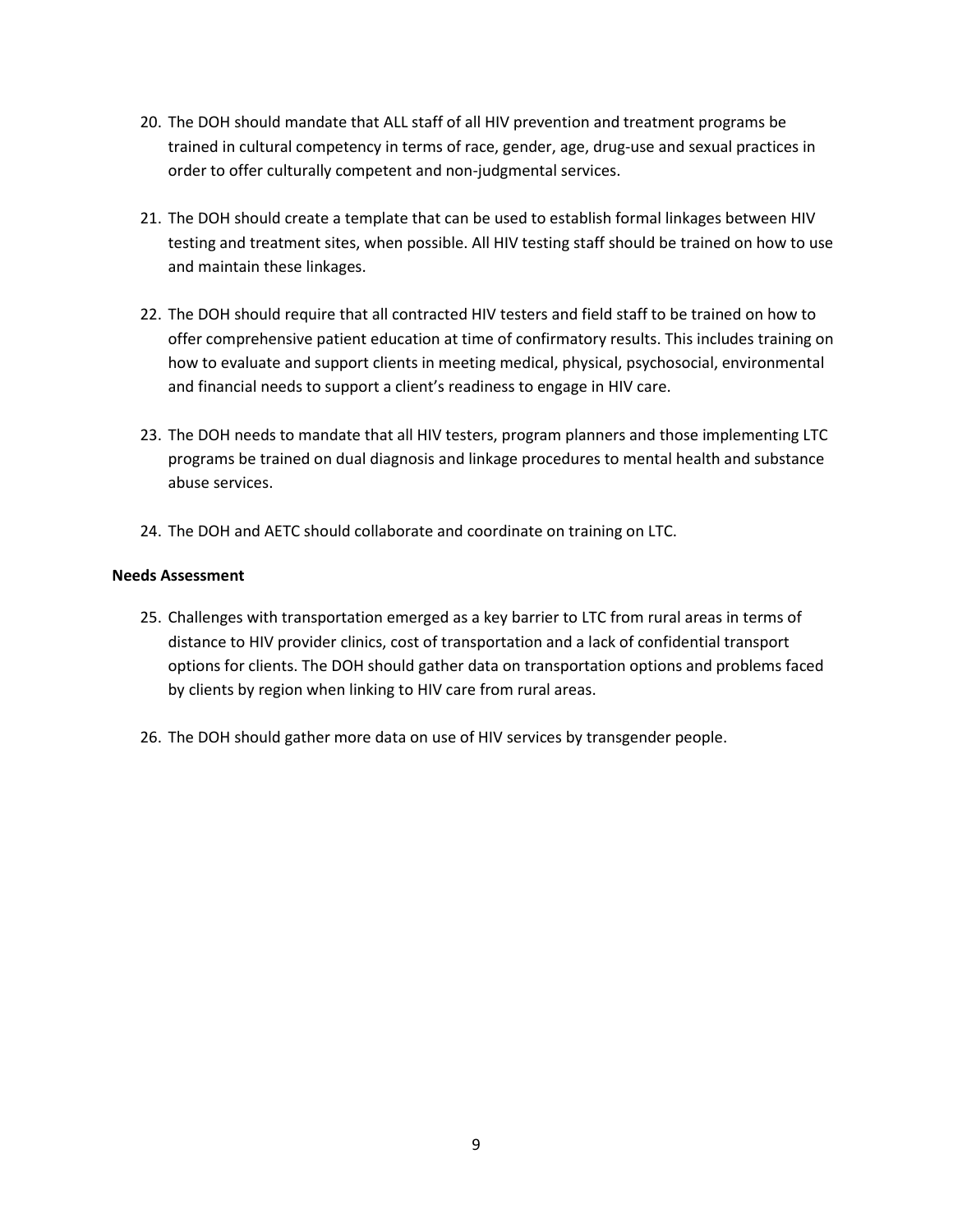20. The DOH should mandate that ALL staff of all HIV prevention and treatment programs be trained in cultural competency in terms of race, gender, age, drug-use and sexual practices in order to offer culturally competent and non-judgmental services.

21. The DOH should create a template that can be used to establish formal linkages between HIV testing and treatment sites, when possible. All HIV testing staff should be trained on how to use and maintain these linkages.

22. The DOH should require that all contracted HIV testers and field staff to be trained on how to offer comprehensive patient education at time of confirmatory results. This includes training on how to evaluate and support clients in meeting medical, physical, psychosocial, environmental and financial needs to support a client's readiness to engage in HIV care.

23. The DOH needs to mandate that all HIV testers, program planners and those implementing LTC programs be trained on dual diagnosis and linkage procedures to mental health and substance abuse services.

24. The DOH and AETC should collaborate and coordinate on training on LTC.

**Needs Assessment**

25. Challenges with transportation emerged as a key barrier to LTC from rural areas in terms of distance to HIV provider clinics, cost of transportation and a lack of confidential transport options for clients. The DOH should gather data on transportation options and problems faced by clients by region when linking to HIV care from rural areas.

26. The DOH should gather more data on use of HIV services by transgender people.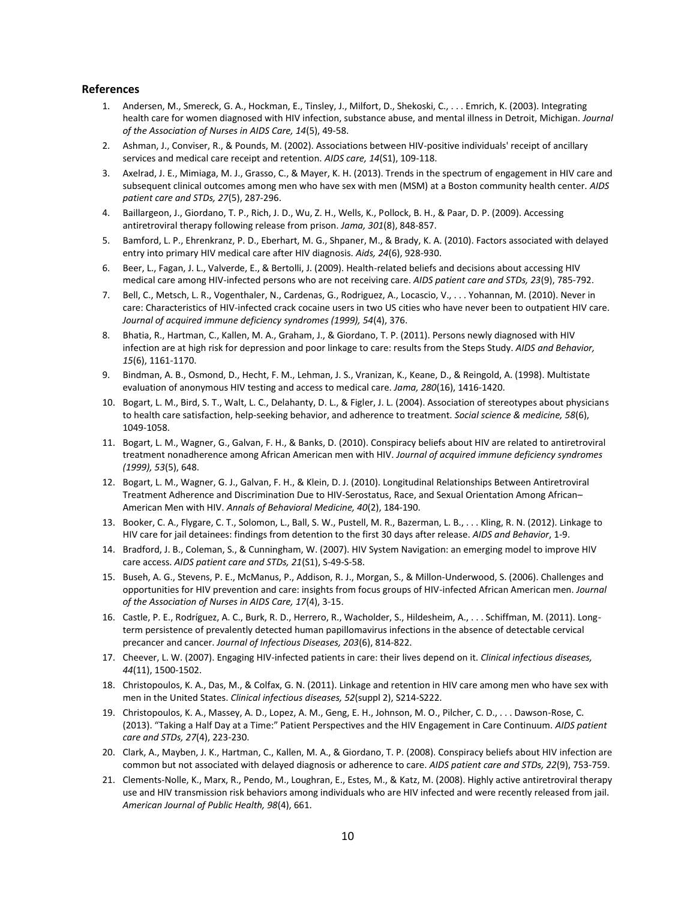## References

1. Andersen, M., Smereck, G. A., Hockman, E., Tinsley, J., Milfort, D., Shekoski, C., . . . Emrich, K. (2003). Integrating health care for women diagnosed with HIV infection, substance abuse, and mental illness in Detroit, Michigan. *Journal of the Association of Nurses in AIDS Care, 14*(5), 49-58.
2. Ashman, J., Conviser, R., & Pounds, M. (2002). Associations between HIV-positive individuals' receipt of ancillary services and medical care receipt and retention. *AIDS care, 14*(S1), 109-118.
3. Axelrad, J. E., Mimiaga, M. J., Grasso, C., & Mayer, K. H. (2013). Trends in the spectrum of engagement in HIV care and subsequent clinical outcomes among men who have sex with men (MSM) at a Boston community health center. *AIDS patient care and STDs, 27*(5), 287-296.
4. Baillargeon, J., Giordano, T. P., Rich, J. D., Wu, Z. H., Wells, K., Pollock, B. H., & Paar, D. P. (2009). Accessing antiretroviral therapy following release from prison. *Jama, 301*(8), 848-857.
5. Bamford, L. P., Ehrenkranz, P. D., Eberhart, M. G., Shpaner, M., & Brady, K. A. (2010). Factors associated with delayed entry into primary HIV medical care after HIV diagnosis. *Aids, 24*(6), 928-930.
6. Beer, L., Fagan, J. L., Valverde, E., & Bertolli, J. (2009). Health-related beliefs and decisions about accessing HIV medical care among HIV-infected persons who are not receiving care. *AIDS patient care and STDs, 23*(9), 785-792.
7. Bell, C., Metsch, L. R., Vogenthaler, N., Cardenas, G., Rodriguez, A., Locascio, V., . . . Yohannan, M. (2010). Never in care: Characteristics of HIV-infected crack cocaine users in two US cities who have never been to outpatient HIV care. *Journal of acquired immune deficiency syndromes (1999), 54*(4), 376.
8. Bhatia, R., Hartman, C., Kallen, M. A., Graham, J., & Giordano, T. P. (2011). Persons newly diagnosed with HIV infection are at high risk for depression and poor linkage to care: results from the Steps Study. *AIDS and Behavior, 15*(6), 1161-1170.
9. Bindman, A. B., Osmond, D., Hecht, F. M., Lehman, J. S., Vranizan, K., Keane, D., & Reingold, A. (1998). Multistate evaluation of anonymous HIV testing and access to medical care. *Jama, 280*(16), 1416-1420.
10. Bogart, L. M., Bird, S. T., Walt, L. C., Delahanty, D. L., & Figler, J. L. (2004). Association of stereotypes about physicians to health care satisfaction, help-seeking behavior, and adherence to treatment. *Social science & medicine, 58*(6), 1049-1058.
11. Bogart, L. M., Wagner, G., Galvan, F. H., & Banks, D. (2010). Conspiracy beliefs about HIV are related to antiretroviral treatment nonadherence among African American men with HIV. *Journal of acquired immune deficiency syndromes (1999), 53*(5), 648.
12. Bogart, L. M., Wagner, G. J., Galvan, F. H., & Klein, D. J. (2010). Longitudinal Relationships Between Antiretroviral Treatment Adherence and Discrimination Due to HIV-Serostatus, Race, and Sexual Orientation Among African–American Men with HIV. *Annals of Behavioral Medicine, 40*(2), 184-190.
13. Booker, C. A., Flygare, C. T., Solomon, L., Ball, S. W., Pustell, M. R., Bazerman, L. B., . . . Kling, R. N. (2012). Linkage to HIV care for jail detainees: findings from detention to the first 30 days after release. *AIDS and Behavior*, 1-9.
14. Bradford, J. B., Coleman, S., & Cunningham, W. (2007). HIV System Navigation: an emerging model to improve HIV care access. *AIDS patient care and STDs, 21*(S1), S-49-S-58.
15. Buseh, A. G., Stevens, P. E., McManus, P., Addison, R. J., Morgan, S., & Millon-Underwood, S. (2006). Challenges and opportunities for HIV prevention and care: insights from focus groups of HIV-infected African American men. *Journal of the Association of Nurses in AIDS Care, 17*(4), 3-15.
16. Castle, P. E., Rodríguez, A. C., Burk, R. D., Herrero, R., Wacholder, S., Hildesheim, A., . . . Schiffman, M. (2011). Long-term persistence of prevalently detected human papillomavirus infections in the absence of detectable cervical precancer and cancer. *Journal of Infectious Diseases, 203*(6), 814-822.
17. Cheever, L. W. (2007). Engaging HIV-infected patients in care: their lives depend on it. *Clinical infectious diseases, 44*(11), 1500-1502.
18. Christopoulos, K. A., Das, M., & Colfax, G. N. (2011). Linkage and retention in HIV care among men who have sex with men in the United States. *Clinical infectious diseases, 52*(suppl 2), S214-S222.
19. Christopoulos, K. A., Massey, A. D., Lopez, A. M., Geng, E. H., Johnson, M. O., Pilcher, C. D., . . . Dawson-Rose, C. (2013). "Taking a Half Day at a Time:" Patient Perspectives and the HIV Engagement in Care Continuum. *AIDS patient care and STDs, 27*(4), 223-230.
20. Clark, A., Mayben, J. K., Hartman, C., Kallen, M. A., & Giordano, T. P. (2008). Conspiracy beliefs about HIV infection are common but not associated with delayed diagnosis or adherence to care. *AIDS patient care and STDs, 22*(9), 753-759.
21. Clements-Nolle, K., Marx, R., Pendo, M., Loughran, E., Estes, M., & Katz, M. (2008). Highly active antiretroviral therapy use and HIV transmission risk behaviors among individuals who are HIV infected and were recently released from jail. *American Journal of Public Health, 98*(4), 661.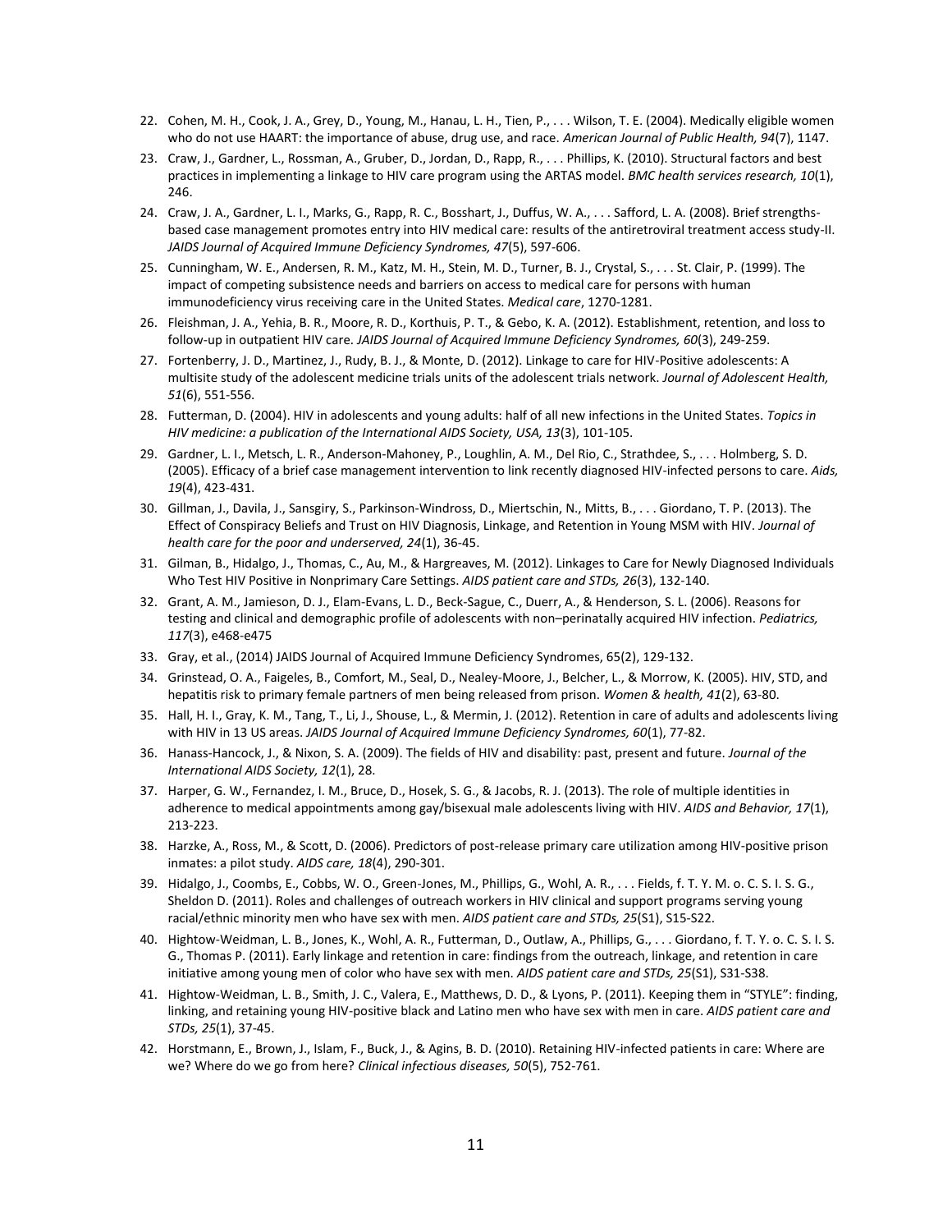22. Cohen, M. H., Cook, J. A., Grey, D., Young, M., Hanau, L. H., Tien, P., . . . Wilson, T. E. (2004). Medically eligible women who do not use HAART: the importance of abuse, drug use, and race. *American Journal of Public Health, 94*(7), 1147.
23. Craw, J., Gardner, L., Rossman, A., Gruber, D., Jordan, D., Rapp, R., . . . Phillips, K. (2010). Structural factors and best practices in implementing a linkage to HIV care program using the ARTAS model. *BMC health services research, 10*(1), 246.
24. Craw, J. A., Gardner, L. I., Marks, G., Rapp, R. C., Bosshart, J., Duffus, W. A., . . . Safford, L. A. (2008). Brief strengths-based case management promotes entry into HIV medical care: results of the antiretroviral treatment access study-II. *JAIDS Journal of Acquired Immune Deficiency Syndromes, 47*(5), 597-606.
25. Cunningham, W. E., Andersen, R. M., Katz, M. H., Stein, M. D., Turner, B. J., Crystal, S., . . . St. Clair, P. (1999). The impact of competing subsistence needs and barriers on access to medical care for persons with human immunodeficiency virus receiving care in the United States. *Medical care*, 1270-1281.
26. Fleishman, J. A., Yehia, B. R., Moore, R. D., Korthuis, P. T., & Gebo, K. A. (2012). Establishment, retention, and loss to follow-up in outpatient HIV care. *JAIDS Journal of Acquired Immune Deficiency Syndromes, 60*(3), 249-259.
27. Fortenberry, J. D., Martinez, J., Rudy, B. J., & Monte, D. (2012). Linkage to care for HIV-Positive adolescents: A multisite study of the adolescent medicine trials units of the adolescent trials network. *Journal of Adolescent Health, 51*(6), 551-556.
28. Futterman, D. (2004). HIV in adolescents and young adults: half of all new infections in the United States. *Topics in HIV medicine: a publication of the International AIDS Society, USA, 13*(3), 101-105.
29. Gardner, L. I., Metsch, L. R., Anderson-Mahoney, P., Loughlin, A. M., Del Rio, C., Strathdee, S., . . . Holmberg, S. D. (2005). Efficacy of a brief case management intervention to link recently diagnosed HIV-infected persons to care. *Aids, 19*(4), 423-431.
30. Gillman, J., Davila, J., Sansgiry, S., Parkinson-Windross, D., Miertschin, N., Mitts, B., . . . Giordano, T. P. (2013). The Effect of Conspiracy Beliefs and Trust on HIV Diagnosis, Linkage, and Retention in Young MSM with HIV. *Journal of health care for the poor and underserved, 24*(1), 36-45.
31. Gilman, B., Hidalgo, J., Thomas, C., Au, M., & Hargreaves, M. (2012). Linkages to Care for Newly Diagnosed Individuals Who Test HIV Positive in Nonprimary Care Settings. *AIDS patient care and STDs, 26*(3), 132-140.
32. Grant, A. M., Jamieson, D. J., Elam-Evans, L. D., Beck-Sague, C., Duerr, A., & Henderson, S. L. (2006). Reasons for testing and clinical and demographic profile of adolescents with non–perinatally acquired HIV infection. *Pediatrics, 117*(3), e468-e475
33. Gray, et al., (2014) JAIDS Journal of Acquired Immune Deficiency Syndromes, 65(2), 129-132.
34. Grinstead, O. A., Faigeles, B., Comfort, M., Seal, D., Nealey-Moore, J., Belcher, L., & Morrow, K. (2005). HIV, STD, and hepatitis risk to primary female partners of men being released from prison. *Women & health, 41*(2), 63-80.
35. Hall, H. I., Gray, K. M., Tang, T., Li, J., Shouse, L., & Mermin, J. (2012). Retention in care of adults and adolescents living with HIV in 13 US areas. *JAIDS Journal of Acquired Immune Deficiency Syndromes, 60*(1), 77-82.
36. Hanass-Hancock, J., & Nixon, S. A. (2009). The fields of HIV and disability: past, present and future. *Journal of the International AIDS Society, 12*(1), 28.
37. Harper, G. W., Fernandez, I. M., Bruce, D., Hosek, S. G., & Jacobs, R. J. (2013). The role of multiple identities in adherence to medical appointments among gay/bisexual male adolescents living with HIV. *AIDS and Behavior, 17*(1), 213-223.
38. Harzke, A., Ross, M., & Scott, D. (2006). Predictors of post-release primary care utilization among HIV-positive prison inmates: a pilot study. *AIDS care, 18*(4), 290-301.
39. Hidalgo, J., Coombs, E., Cobbs, W. O., Green-Jones, M., Phillips, G., Wohl, A. R., . . . Fields, f. T. Y. M. o. C. S. I. S. G., Sheldon D. (2011). Roles and challenges of outreach workers in HIV clinical and support programs serving young racial/ethnic minority men who have sex with men. *AIDS patient care and STDs, 25*(S1), S15-S22.
40. Hightow-Weidman, L. B., Jones, K., Wohl, A. R., Futterman, D., Outlaw, A., Phillips, G., . . . Giordano, f. T. Y. o. C. S. I. S. G., Thomas P. (2011). Early linkage and retention in care: findings from the outreach, linkage, and retention in care initiative among young men of color who have sex with men. *AIDS patient care and STDs, 25*(S1), S31-S38.
41. Hightow-Weidman, L. B., Smith, J. C., Valera, E., Matthews, D. D., & Lyons, P. (2011). Keeping them in "STYLE": finding, linking, and retaining young HIV-positive black and Latino men who have sex with men in care. *AIDS patient care and STDs, 25*(1), 37-45.
42. Horstmann, E., Brown, J., Islam, F., Buck, J., & Agins, B. D. (2010). Retaining HIV-infected patients in care: Where are we? Where do we go from here? *Clinical infectious diseases, 50*(5), 752-761.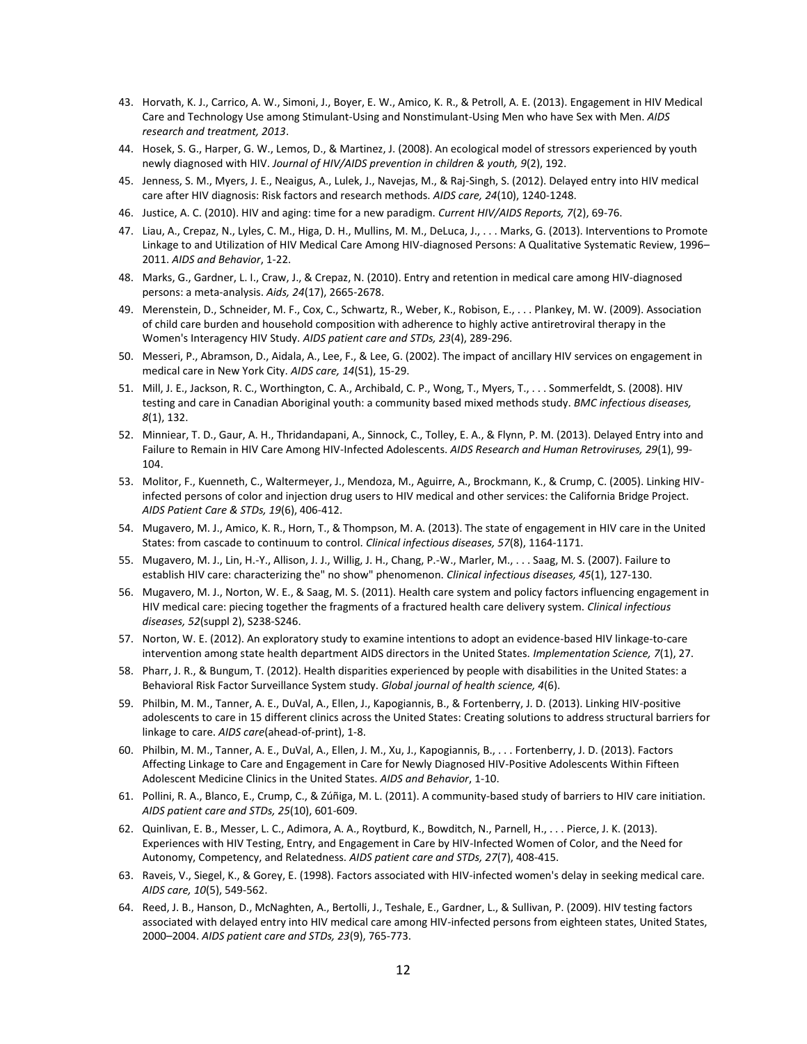43. Horvath, K. J., Carrico, A. W., Simoni, J., Boyer, E. W., Amico, K. R., & Petroll, A. E. (2013). Engagement in HIV Medical Care and Technology Use among Stimulant-Using and Nonstimulant-Using Men who have Sex with Men. *AIDS research and treatment, 2013*.
44. Hosek, S. G., Harper, G. W., Lemos, D., & Martinez, J. (2008). An ecological model of stressors experienced by youth newly diagnosed with HIV. *Journal of HIV/AIDS prevention in children & youth, 9*(2), 192.
45. Jenness, S. M., Myers, J. E., Neaigus, A., Lulek, J., Navejas, M., & Raj-Singh, S. (2012). Delayed entry into HIV medical care after HIV diagnosis: Risk factors and research methods. *AIDS care, 24*(10), 1240-1248.
46. Justice, A. C. (2010). HIV and aging: time for a new paradigm. *Current HIV/AIDS Reports, 7*(2), 69-76.
47. Liau, A., Crepaz, N., Lyles, C. M., Higa, D. H., Mullins, M. M., DeLuca, J., . . . Marks, G. (2013). Interventions to Promote Linkage to and Utilization of HIV Medical Care Among HIV-diagnosed Persons: A Qualitative Systematic Review, 1996–2011. *AIDS and Behavior*, 1-22.
48. Marks, G., Gardner, L. I., Craw, J., & Crepaz, N. (2010). Entry and retention in medical care among HIV-diagnosed persons: a meta-analysis. *Aids, 24*(17), 2665-2678.
49. Merenstein, D., Schneider, M. F., Cox, C., Schwartz, R., Weber, K., Robison, E., . . . Plankey, M. W. (2009). Association of child care burden and household composition with adherence to highly active antiretroviral therapy in the Women's Interagency HIV Study. *AIDS patient care and STDs, 23*(4), 289-296.
50. Messeri, P., Abramson, D., Aidala, A., Lee, F., & Lee, G. (2002). The impact of ancillary HIV services on engagement in medical care in New York City. *AIDS care, 14*(S1), 15-29.
51. Mill, J. E., Jackson, R. C., Worthington, C. A., Archibald, C. P., Wong, T., Myers, T., . . . Sommerfeldt, S. (2008). HIV testing and care in Canadian Aboriginal youth: a community based mixed methods study. *BMC infectious diseases, 8*(1), 132.
52. Minniear, T. D., Gaur, A. H., Thridandapani, A., Sinnock, C., Tolley, E. A., & Flynn, P. M. (2013). Delayed Entry into and Failure to Remain in HIV Care Among HIV-Infected Adolescents. *AIDS Research and Human Retroviruses, 29*(1), 99-104.
53. Molitor, F., Kuenneth, C., Waltermeyer, J., Mendoza, M., Aguirre, A., Brockmann, K., & Crump, C. (2005). Linking HIV-infected persons of color and injection drug users to HIV medical and other services: the California Bridge Project. *AIDS Patient Care & STDs, 19*(6), 406-412.
54. Mugavero, M. J., Amico, K. R., Horn, T., & Thompson, M. A. (2013). The state of engagement in HIV care in the United States: from cascade to continuum to control. *Clinical infectious diseases, 57*(8), 1164-1171.
55. Mugavero, M. J., Lin, H.-Y., Allison, J. J., Willig, J. H., Chang, P.-W., Marler, M., . . . Saag, M. S. (2007). Failure to establish HIV care: characterizing the" no show" phenomenon. *Clinical infectious diseases, 45*(1), 127-130.
56. Mugavero, M. J., Norton, W. E., & Saag, M. S. (2011). Health care system and policy factors influencing engagement in HIV medical care: piecing together the fragments of a fractured health care delivery system. *Clinical infectious diseases, 52*(suppl 2), S238-S246.
57. Norton, W. E. (2012). An exploratory study to examine intentions to adopt an evidence-based HIV linkage-to-care intervention among state health department AIDS directors in the United States. *Implementation Science, 7*(1), 27.
58. Pharr, J. R., & Bungum, T. (2012). Health disparities experienced by people with disabilities in the United States: a Behavioral Risk Factor Surveillance System study. *Global journal of health science, 4*(6).
59. Philbin, M. M., Tanner, A. E., DuVal, A., Ellen, J., Kapogiannis, B., & Fortenberry, J. D. (2013). Linking HIV-positive adolescents to care in 15 different clinics across the United States: Creating solutions to address structural barriers for linkage to care. *AIDS care*(ahead-of-print), 1-8.
60. Philbin, M. M., Tanner, A. E., DuVal, A., Ellen, J. M., Xu, J., Kapogiannis, B., . . . Fortenberry, J. D. (2013). Factors Affecting Linkage to Care and Engagement in Care for Newly Diagnosed HIV-Positive Adolescents Within Fifteen Adolescent Medicine Clinics in the United States. *AIDS and Behavior*, 1-10.
61. Pollini, R. A., Blanco, E., Crump, C., & Zúñiga, M. L. (2011). A community-based study of barriers to HIV care initiation. *AIDS patient care and STDs, 25*(10), 601-609.
62. Quinlivan, E. B., Messer, L. C., Adimora, A. A., Roytburd, K., Bowditch, N., Parnell, H., . . . Pierce, J. K. (2013). Experiences with HIV Testing, Entry, and Engagement in Care by HIV-Infected Women of Color, and the Need for Autonomy, Competency, and Relatedness. *AIDS patient care and STDs, 27*(7), 408-415.
63. Raveis, V., Siegel, K., & Gorey, E. (1998). Factors associated with HIV-infected women's delay in seeking medical care. *AIDS care, 10*(5), 549-562.
64. Reed, J. B., Hanson, D., McNaghten, A., Bertolli, J., Teshale, E., Gardner, L., & Sullivan, P. (2009). HIV testing factors associated with delayed entry into HIV medical care among HIV-infected persons from eighteen states, United States, 2000–2004. *AIDS patient care and STDs, 23*(9), 765-773.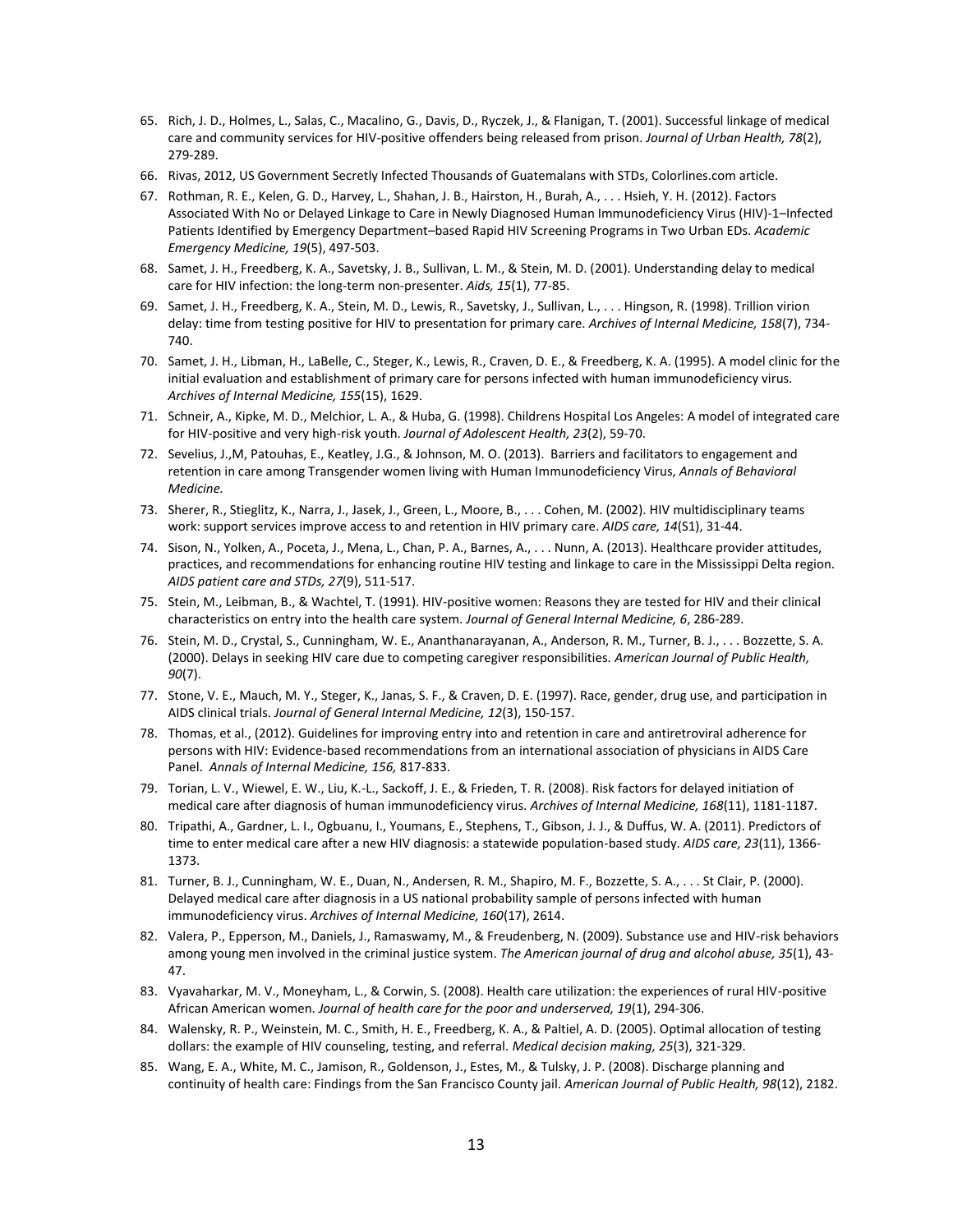65. Rich, J. D., Holmes, L., Salas, C., Macalino, G., Davis, D., Ryczek, J., & Flanigan, T. (2001). Successful linkage of medical care and community services for HIV-positive offenders being released from prison. *Journal of Urban Health, 78*(2), 279-289.
66. Rivas, 2012, US Government Secretly Infected Thousands of Guatemalans with STDs, Colorlines.com article.
67. Rothman, R. E., Kelen, G. D., Harvey, L., Shahan, J. B., Hairston, H., Burah, A., . . . Hsieh, Y. H. (2012). Factors Associated With No or Delayed Linkage to Care in Newly Diagnosed Human Immunodeficiency Virus (HIV)-1–Infected Patients Identified by Emergency Department–based Rapid HIV Screening Programs in Two Urban EDs. *Academic Emergency Medicine, 19*(5), 497-503.
68. Samet, J. H., Freedberg, K. A., Savetsky, J. B., Sullivan, L. M., & Stein, M. D. (2001). Understanding delay to medical care for HIV infection: the long-term non-presenter. *Aids, 15*(1), 77-85.
69. Samet, J. H., Freedberg, K. A., Stein, M. D., Lewis, R., Savetsky, J., Sullivan, L., . . . Hingson, R. (1998). Trillion virion delay: time from testing positive for HIV to presentation for primary care. *Archives of Internal Medicine, 158*(7), 734-740.
70. Samet, J. H., Libman, H., LaBelle, C., Steger, K., Lewis, R., Craven, D. E., & Freedberg, K. A. (1995). A model clinic for the initial evaluation and establishment of primary care for persons infected with human immunodeficiency virus. *Archives of Internal Medicine, 155*(15), 1629.
71. Schneir, A., Kipke, M. D., Melchior, L. A., & Huba, G. (1998). Childrens Hospital Los Angeles: A model of integrated care for HIV-positive and very high-risk youth. *Journal of Adolescent Health, 23*(2), 59-70.
72. Sevelius, J.,M, Patouhas, E., Keatley, J.G., & Johnson, M. O. (2013). Barriers and facilitators to engagement and retention in care among Transgender women living with Human Immunodeficiency Virus, *Annals of Behavioral Medicine.*
73. Sherer, R., Stieglitz, K., Narra, J., Jasek, J., Green, L., Moore, B., . . . Cohen, M. (2002). HIV multidisciplinary teams work: support services improve access to and retention in HIV primary care. *AIDS care, 14*(S1), 31-44.
74. Sison, N., Yolken, A., Poceta, J., Mena, L., Chan, P. A., Barnes, A., . . . Nunn, A. (2013). Healthcare provider attitudes, practices, and recommendations for enhancing routine HIV testing and linkage to care in the Mississippi Delta region. *AIDS patient care and STDs, 27*(9), 511-517.
75. Stein, M., Leibman, B., & Wachtel, T. (1991). HIV-positive women: Reasons they are tested for HIV and their clinical characteristics on entry into the health care system. *Journal of General Internal Medicine, 6*, 286-289.
76. Stein, M. D., Crystal, S., Cunningham, W. E., Ananthanarayanan, A., Anderson, R. M., Turner, B. J., . . . Bozzette, S. A. (2000). Delays in seeking HIV care due to competing caregiver responsibilities. *American Journal of Public Health, 90*(7).
77. Stone, V. E., Mauch, M. Y., Steger, K., Janas, S. F., & Craven, D. E. (1997). Race, gender, drug use, and participation in AIDS clinical trials. *Journal of General Internal Medicine, 12*(3), 150-157.
78. Thomas, et al., (2012). Guidelines for improving entry into and retention in care and antiretroviral adherence for persons with HIV: Evidence-based recommendations from an international association of physicians in AIDS Care Panel. *Annals of Internal Medicine, 156,* 817-833.
79. Torian, L. V., Wiewel, E. W., Liu, K.-L., Sackoff, J. E., & Frieden, T. R. (2008). Risk factors for delayed initiation of medical care after diagnosis of human immunodeficiency virus. *Archives of Internal Medicine, 168*(11), 1181-1187.
80. Tripathi, A., Gardner, L. I., Ogbuanu, I., Youmans, E., Stephens, T., Gibson, J. J., & Duffus, W. A. (2011). Predictors of time to enter medical care after a new HIV diagnosis: a statewide population-based study. *AIDS care, 23*(11), 1366-1373.
81. Turner, B. J., Cunningham, W. E., Duan, N., Andersen, R. M., Shapiro, M. F., Bozzette, S. A., . . . St Clair, P. (2000). Delayed medical care after diagnosis in a US national probability sample of persons infected with human immunodeficiency virus. *Archives of Internal Medicine, 160*(17), 2614.
82. Valera, P., Epperson, M., Daniels, J., Ramaswamy, M., & Freudenberg, N. (2009). Substance use and HIV-risk behaviors among young men involved in the criminal justice system. *The American journal of drug and alcohol abuse, 35*(1), 43-47.
83. Vyavaharkar, M. V., Moneyham, L., & Corwin, S. (2008). Health care utilization: the experiences of rural HIV-positive African American women. *Journal of health care for the poor and underserved, 19*(1), 294-306.
84. Walensky, R. P., Weinstein, M. C., Smith, H. E., Freedberg, K. A., & Paltiel, A. D. (2005). Optimal allocation of testing dollars: the example of HIV counseling, testing, and referral. *Medical decision making, 25*(3), 321-329.
85. Wang, E. A., White, M. C., Jamison, R., Goldenson, J., Estes, M., & Tulsky, J. P. (2008). Discharge planning and continuity of health care: Findings from the San Francisco County jail. *American Journal of Public Health, 98*(12), 2182.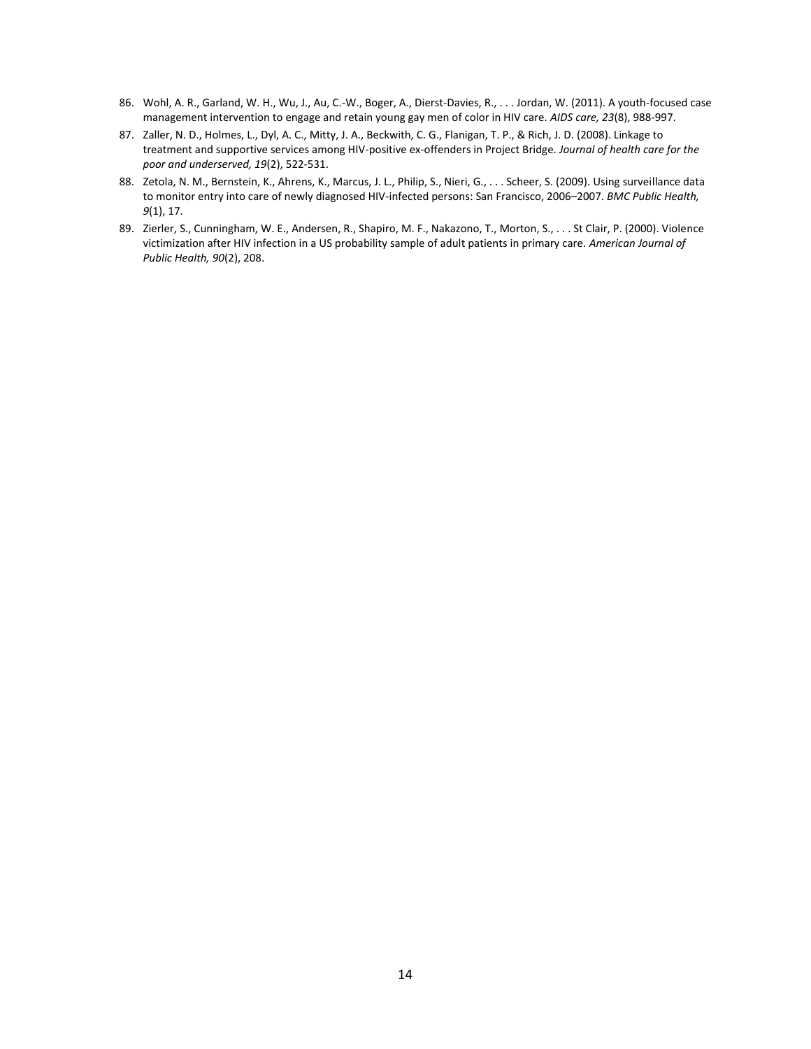86. Wohl, A. R., Garland, W. H., Wu, J., Au, C.-W., Boger, A., Dierst-Davies, R., . . . Jordan, W. (2011). A youth-focused case management intervention to engage and retain young gay men of color in HIV care. *AIDS care, 23*(8), 988-997.
87. Zaller, N. D., Holmes, L., Dyl, A. C., Mitty, J. A., Beckwith, C. G., Flanigan, T. P., & Rich, J. D. (2008). Linkage to treatment and supportive services among HIV-positive ex-offenders in Project Bridge. *Journal of health care for the poor and underserved, 19*(2), 522-531.
88. Zetola, N. M., Bernstein, K., Ahrens, K., Marcus, J. L., Philip, S., Nieri, G., . . . Scheer, S. (2009). Using surveillance data to monitor entry into care of newly diagnosed HIV-infected persons: San Francisco, 2006–2007. *BMC Public Health, 9*(1), 17.
89. Zierler, S., Cunningham, W. E., Andersen, R., Shapiro, M. F., Nakazono, T., Morton, S., . . . St Clair, P. (2000). Violence victimization after HIV infection in a US probability sample of adult patients in primary care. *American Journal of Public Health, 90*(2), 208.